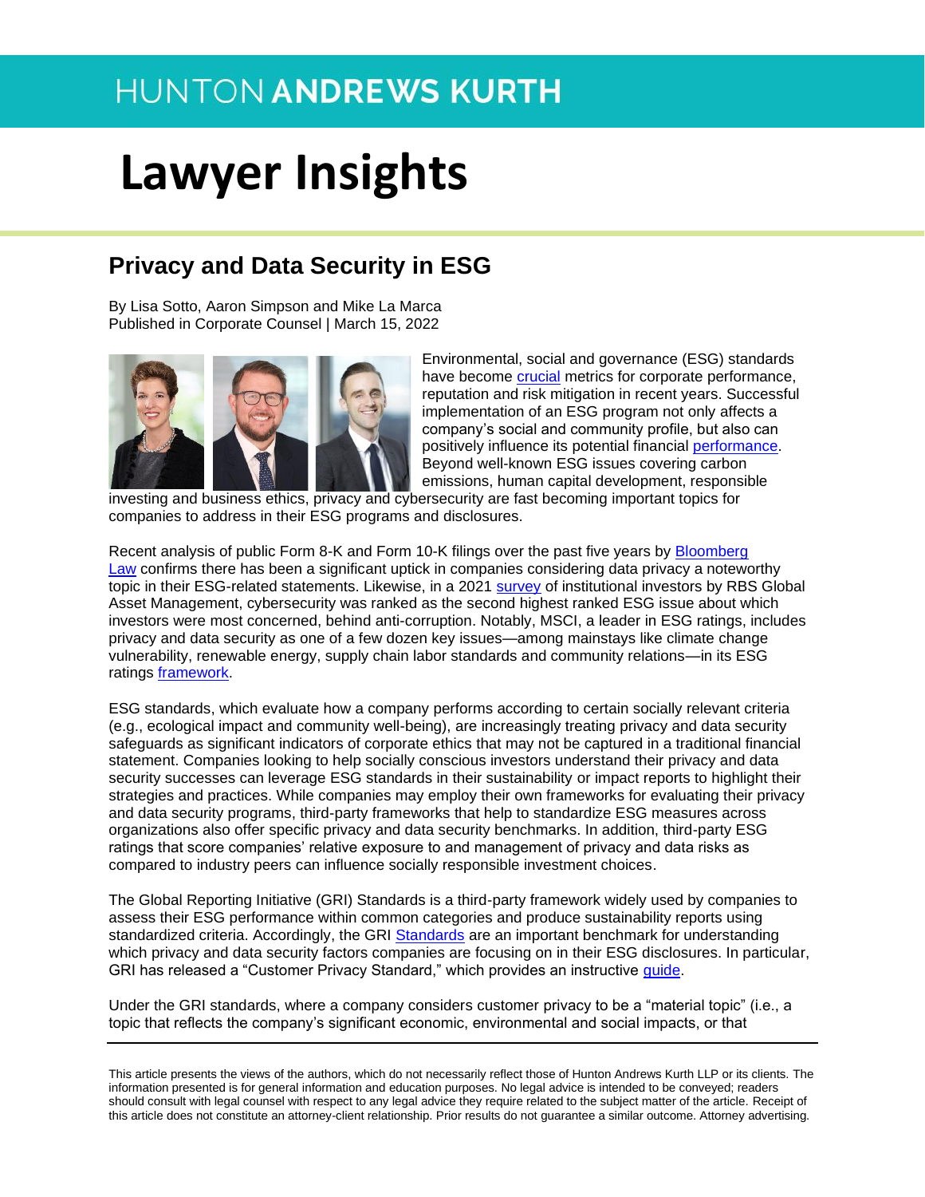HUNTON ANDREWS KURTH

# Lawyer Insights

## Privacy and Data Security in ESG

By Lisa Sotto, Aaron Simpson and Mike La Marca
Published in Corporate Counsel | March 15, 2022

Environmental, social and governance (ESG) standards have become crucial metrics for corporate performance, reputation and risk mitigation in recent years. Successful implementation of an ESG program not only affects a company's social and community profile, but also can positively influence its potential financial performance. Beyond well-known ESG issues covering carbon emissions, human capital development, responsible investing and business ethics, privacy and cybersecurity are fast becoming important topics for companies to address in their ESG programs and disclosures.

Recent analysis of public Form 8-K and Form 10-K filings over the past five years by Bloomberg Law confirms there has been a significant uptick in companies considering data privacy a noteworthy topic in their ESG-related statements. Likewise, in a 2021 survey of institutional investors by RBS Global Asset Management, cybersecurity was ranked as the second highest ranked ESG issue about which investors were most concerned, behind anti-corruption. Notably, MSCI, a leader in ESG ratings, includes privacy and data security as one of a few dozen key issues—among mainstays like climate change vulnerability, renewable energy, supply chain labor standards and community relations—in its ESG ratings framework.

ESG standards, which evaluate how a company performs according to certain socially relevant criteria (e.g., ecological impact and community well-being), are increasingly treating privacy and data security safeguards as significant indicators of corporate ethics that may not be captured in a traditional financial statement. Companies looking to help socially conscious investors understand their privacy and data security successes can leverage ESG standards in their sustainability or impact reports to highlight their strategies and practices. While companies may employ their own frameworks for evaluating their privacy and data security programs, third-party frameworks that help to standardize ESG measures across organizations also offer specific privacy and data security benchmarks. In addition, third-party ESG ratings that score companies' relative exposure to and management of privacy and data risks as compared to industry peers can influence socially responsible investment choices.

The Global Reporting Initiative (GRI) Standards is a third-party framework widely used by companies to assess their ESG performance within common categories and produce sustainability reports using standardized criteria. Accordingly, the GRI Standards are an important benchmark for understanding which privacy and data security factors companies are focusing on in their ESG disclosures. In particular, GRI has released a "Customer Privacy Standard," which provides an instructive guide.

Under the GRI standards, where a company considers customer privacy to be a "material topic" (i.e., a topic that reflects the company's significant economic, environmental and social impacts, or that

---

This article presents the views of the authors, which do not necessarily reflect those of Hunton Andrews Kurth LLP or its clients. The information presented is for general information and education purposes. No legal advice is intended to be conveyed; readers should consult with legal counsel with respect to any legal advice they require related to the subject matter of the article. Receipt of this article does not constitute an attorney-client relationship. Prior results do not guarantee a similar outcome. Attorney advertising.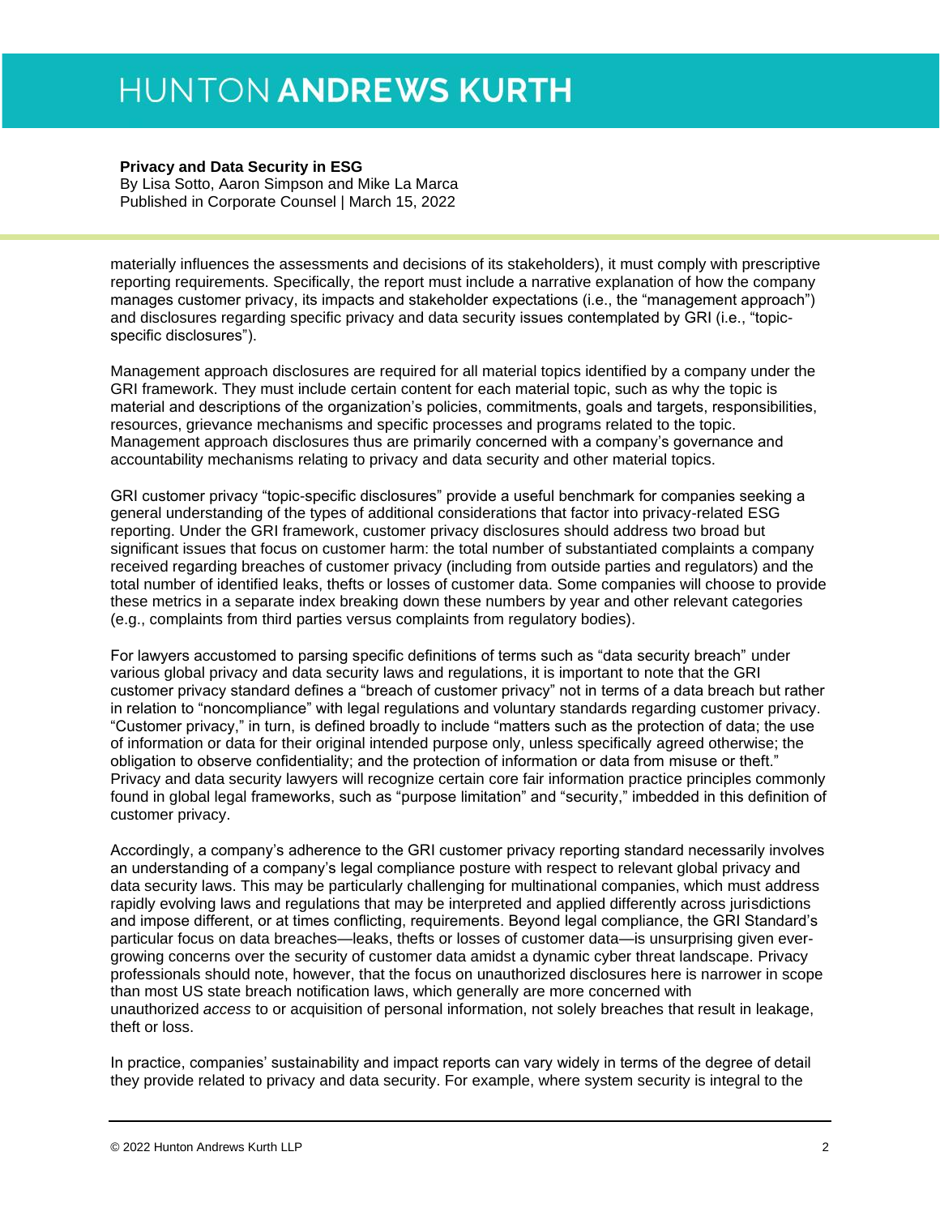materially influences the assessments and decisions of its stakeholders), it must comply with prescriptive reporting requirements. Specifically, the report must include a narrative explanation of how the company manages customer privacy, its impacts and stakeholder expectations (i.e., the "management approach") and disclosures regarding specific privacy and data security issues contemplated by GRI (i.e., "topic-specific disclosures").

Management approach disclosures are required for all material topics identified by a company under the GRI framework. They must include certain content for each material topic, such as why the topic is material and descriptions of the organization's policies, commitments, goals and targets, responsibilities, resources, grievance mechanisms and specific processes and programs related to the topic. Management approach disclosures thus are primarily concerned with a company's governance and accountability mechanisms relating to privacy and data security and other material topics.

GRI customer privacy "topic-specific disclosures" provide a useful benchmark for companies seeking a general understanding of the types of additional considerations that factor into privacy-related ESG reporting. Under the GRI framework, customer privacy disclosures should address two broad but significant issues that focus on customer harm: the total number of substantiated complaints a company received regarding breaches of customer privacy (including from outside parties and regulators) and the total number of identified leaks, thefts or losses of customer data. Some companies will choose to provide these metrics in a separate index breaking down these numbers by year and other relevant categories (e.g., complaints from third parties versus complaints from regulatory bodies).

For lawyers accustomed to parsing specific definitions of terms such as "data security breach" under various global privacy and data security laws and regulations, it is important to note that the GRI customer privacy standard defines a "breach of customer privacy" not in terms of a data breach but rather in relation to "noncompliance" with legal regulations and voluntary standards regarding customer privacy. "Customer privacy," in turn, is defined broadly to include "matters such as the protection of data; the use of information or data for their original intended purpose only, unless specifically agreed otherwise; the obligation to observe confidentiality; and the protection of information or data from misuse or theft." Privacy and data security lawyers will recognize certain core fair information practice principles commonly found in global legal frameworks, such as "purpose limitation" and "security," imbedded in this definition of customer privacy.

Accordingly, a company's adherence to the GRI customer privacy reporting standard necessarily involves an understanding of a company's legal compliance posture with respect to relevant global privacy and data security laws. This may be particularly challenging for multinational companies, which must address rapidly evolving laws and regulations that may be interpreted and applied differently across jurisdictions and impose different, or at times conflicting, requirements. Beyond legal compliance, the GRI Standard's particular focus on data breaches—leaks, thefts or losses of customer data—is unsurprising given ever-growing concerns over the security of customer data amidst a dynamic cyber threat landscape. Privacy professionals should note, however, that the focus on unauthorized disclosures here is narrower in scope than most US state breach notification laws, which generally are more concerned with unauthorized *access* to or acquisition of personal information, not solely breaches that result in leakage, theft or loss.

In practice, companies' sustainability and impact reports can vary widely in terms of the degree of detail they provide related to privacy and data security. For example, where system security is integral to the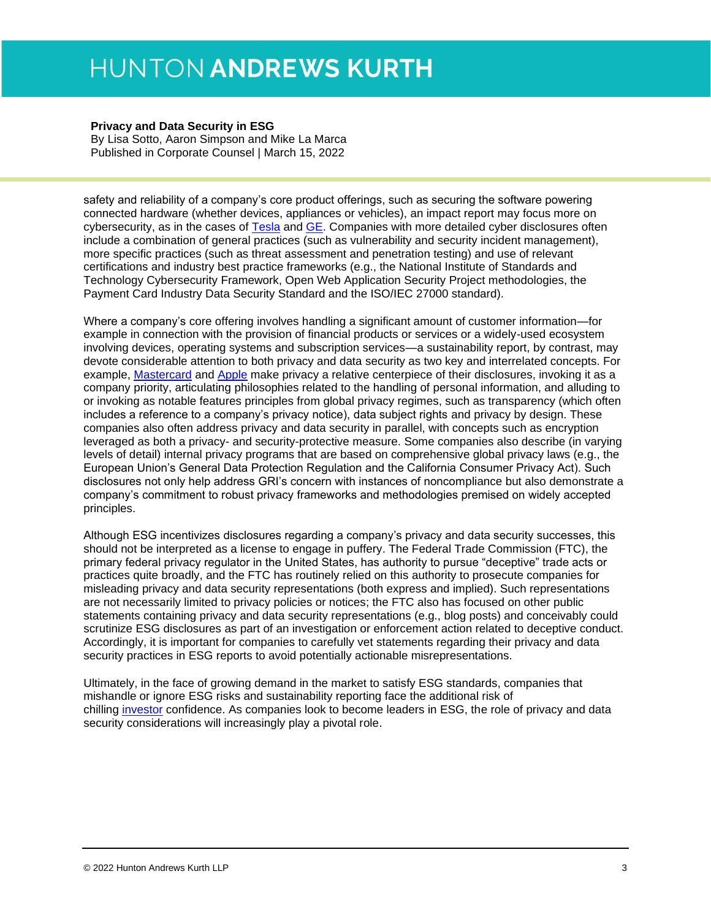safety and reliability of a company's core product offerings, such as securing the software powering connected hardware (whether devices, appliances or vehicles), an impact report may focus more on cybersecurity, as in the cases of Tesla and GE. Companies with more detailed cyber disclosures often include a combination of general practices (such as vulnerability and security incident management), more specific practices (such as threat assessment and penetration testing) and use of relevant certifications and industry best practice frameworks (e.g., the National Institute of Standards and Technology Cybersecurity Framework, Open Web Application Security Project methodologies, the Payment Card Industry Data Security Standard and the ISO/IEC 27000 standard).

Where a company's core offering involves handling a significant amount of customer information—for example in connection with the provision of financial products or services or a widely-used ecosystem involving devices, operating systems and subscription services—a sustainability report, by contrast, may devote considerable attention to both privacy and data security as two key and interrelated concepts. For example, Mastercard and Apple make privacy a relative centerpiece of their disclosures, invoking it as a company priority, articulating philosophies related to the handling of personal information, and alluding to or invoking as notable features principles from global privacy regimes, such as transparency (which often includes a reference to a company's privacy notice), data subject rights and privacy by design. These companies also often address privacy and data security in parallel, with concepts such as encryption leveraged as both a privacy- and security-protective measure. Some companies also describe (in varying levels of detail) internal privacy programs that are based on comprehensive global privacy laws (e.g., the European Union's General Data Protection Regulation and the California Consumer Privacy Act). Such disclosures not only help address GRI's concern with instances of noncompliance but also demonstrate a company's commitment to robust privacy frameworks and methodologies premised on widely accepted principles.

Although ESG incentivizes disclosures regarding a company's privacy and data security successes, this should not be interpreted as a license to engage in puffery. The Federal Trade Commission (FTC), the primary federal privacy regulator in the United States, has authority to pursue "deceptive" trade acts or practices quite broadly, and the FTC has routinely relied on this authority to prosecute companies for misleading privacy and data security representations (both express and implied). Such representations are not necessarily limited to privacy policies or notices; the FTC also has focused on other public statements containing privacy and data security representations (e.g., blog posts) and conceivably could scrutinize ESG disclosures as part of an investigation or enforcement action related to deceptive conduct. Accordingly, it is important for companies to carefully vet statements regarding their privacy and data security practices in ESG reports to avoid potentially actionable misrepresentations.

Ultimately, in the face of growing demand in the market to satisfy ESG standards, companies that mishandle or ignore ESG risks and sustainability reporting face the additional risk of chilling investor confidence. As companies look to become leaders in ESG, the role of privacy and data security considerations will increasingly play a pivotal role.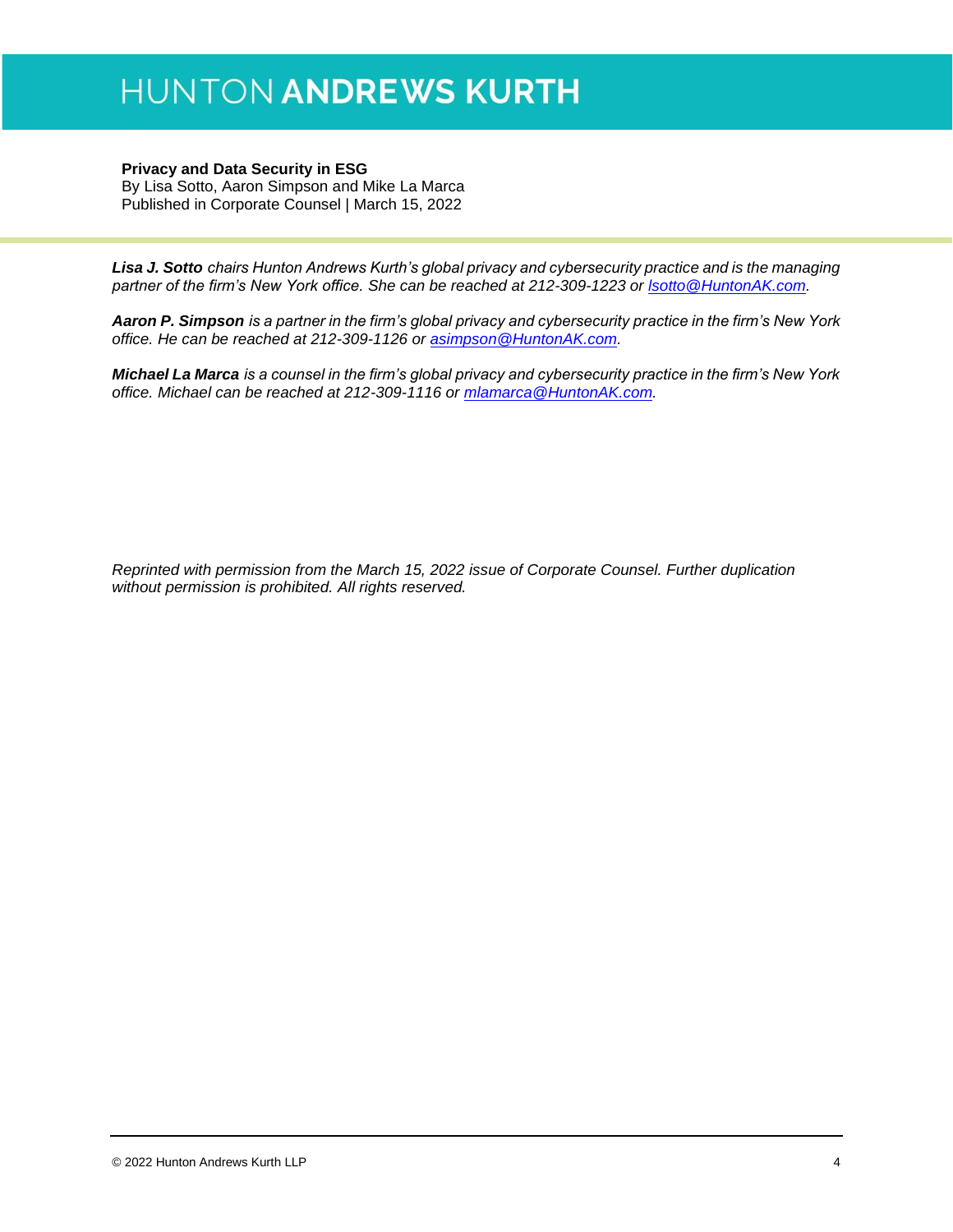**Privacy and Data Security in ESG**
By Lisa Sotto, Aaron Simpson and Mike La Marca
Published in Corporate Counsel | March 15, 2022

***Lisa J. Sotto*** *chairs Hunton Andrews Kurth's global privacy and cybersecurity practice and is the managing partner of the firm's New York office. She can be reached at 212-309-1223 or [lsotto@HuntonAK.com](mailto:lsotto@HuntonAK.com).*

***Aaron P. Simpson*** *is a partner in the firm's global privacy and cybersecurity practice in the firm's New York office. He can be reached at 212-309-1126 or [asimpson@HuntonAK.com](mailto:asimpson@HuntonAK.com).*

***Michael La Marca*** *is a counsel in the firm's global privacy and cybersecurity practice in the firm's New York office. Michael can be reached at 212-309-1116 or [mlamarca@HuntonAK.com](mailto:mlamarca@HuntonAK.com).*

*Reprinted with permission from the March 15, 2022 issue of Corporate Counsel. Further duplication without permission is prohibited. All rights reserved.*

© 2022 Hunton Andrews Kurth LLP